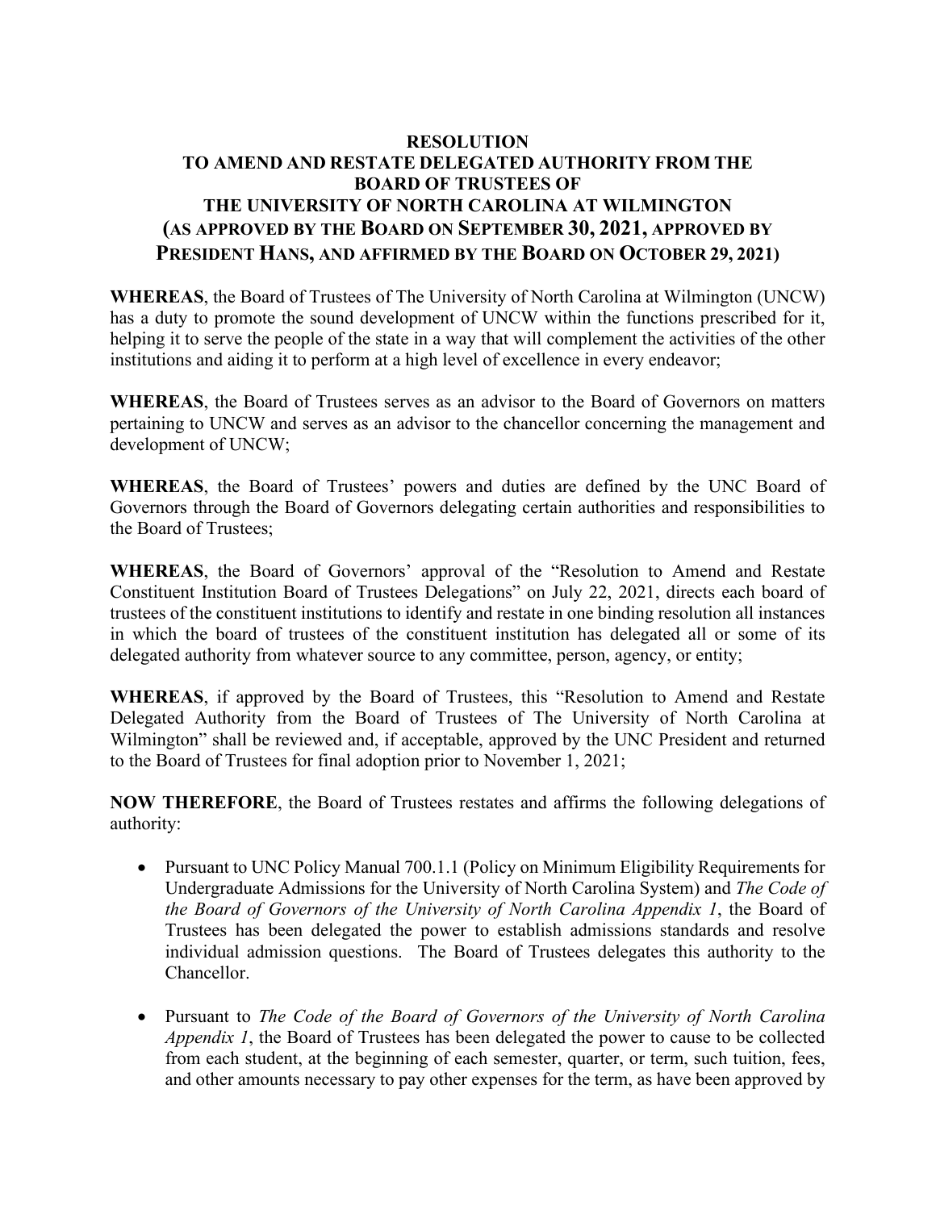# RESOLUTION
# TO AMEND AND RESTATE DELEGATED AUTHORITY FROM THE BOARD OF TRUSTEES OF THE UNIVERSITY OF NORTH CAROLINA AT WILMINGTON (AS APPROVED BY THE BOARD ON SEPTEMBER 30, 2021, APPROVED BY PRESIDENT HANS, AND AFFIRMED BY THE BOARD ON OCTOBER 29, 2021)

**WHEREAS**, the Board of Trustees of The University of North Carolina at Wilmington (UNCW) has a duty to promote the sound development of UNCW within the functions prescribed for it, helping it to serve the people of the state in a way that will complement the activities of the other institutions and aiding it to perform at a high level of excellence in every endeavor;

**WHEREAS**, the Board of Trustees serves as an advisor to the Board of Governors on matters pertaining to UNCW and serves as an advisor to the chancellor concerning the management and development of UNCW;

**WHEREAS**, the Board of Trustees' powers and duties are defined by the UNC Board of Governors through the Board of Governors delegating certain authorities and responsibilities to the Board of Trustees;

**WHEREAS**, the Board of Governors' approval of the "Resolution to Amend and Restate Constituent Institution Board of Trustees Delegations" on July 22, 2021, directs each board of trustees of the constituent institutions to identify and restate in one binding resolution all instances in which the board of trustees of the constituent institution has delegated all or some of its delegated authority from whatever source to any committee, person, agency, or entity;

**WHEREAS**, if approved by the Board of Trustees, this "Resolution to Amend and Restate Delegated Authority from the Board of Trustees of The University of North Carolina at Wilmington" shall be reviewed and, if acceptable, approved by the UNC President and returned to the Board of Trustees for final adoption prior to November 1, 2021;

**NOW THEREFORE**, the Board of Trustees restates and affirms the following delegations of authority:

- Pursuant to UNC Policy Manual 700.1.1 (Policy on Minimum Eligibility Requirements for Undergraduate Admissions for the University of North Carolina System) and *The Code of the Board of Governors of the University of North Carolina Appendix 1*, the Board of Trustees has been delegated the power to establish admissions standards and resolve individual admission questions. The Board of Trustees delegates this authority to the Chancellor.

- Pursuant to *The Code of the Board of Governors of the University of North Carolina Appendix 1*, the Board of Trustees has been delegated the power to cause to be collected from each student, at the beginning of each semester, quarter, or term, such tuition, fees, and other amounts necessary to pay other expenses for the term, as have been approved by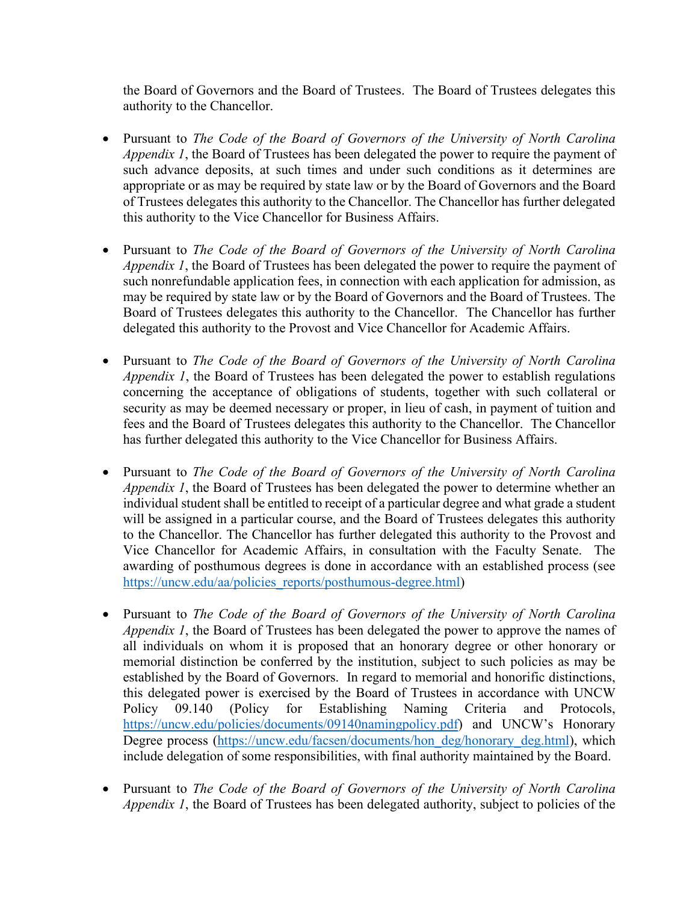the Board of Governors and the Board of Trustees. The Board of Trustees delegates this authority to the Chancellor.

- Pursuant to *The Code of the Board of Governors of the University of North Carolina Appendix 1*, the Board of Trustees has been delegated the power to require the payment of such advance deposits, at such times and under such conditions as it determines are appropriate or as may be required by state law or by the Board of Governors and the Board of Trustees delegates this authority to the Chancellor. The Chancellor has further delegated this authority to the Vice Chancellor for Business Affairs.

- Pursuant to *The Code of the Board of Governors of the University of North Carolina Appendix 1*, the Board of Trustees has been delegated the power to require the payment of such nonrefundable application fees, in connection with each application for admission, as may be required by state law or by the Board of Governors and the Board of Trustees. The Board of Trustees delegates this authority to the Chancellor. The Chancellor has further delegated this authority to the Provost and Vice Chancellor for Academic Affairs.

- Pursuant to *The Code of the Board of Governors of the University of North Carolina Appendix 1*, the Board of Trustees has been delegated the power to establish regulations concerning the acceptance of obligations of students, together with such collateral or security as may be deemed necessary or proper, in lieu of cash, in payment of tuition and fees and the Board of Trustees delegates this authority to the Chancellor. The Chancellor has further delegated this authority to the Vice Chancellor for Business Affairs.

- Pursuant to *The Code of the Board of Governors of the University of North Carolina Appendix 1*, the Board of Trustees has been delegated the power to determine whether an individual student shall be entitled to receipt of a particular degree and what grade a student will be assigned in a particular course, and the Board of Trustees delegates this authority to the Chancellor. The Chancellor has further delegated this authority to the Provost and Vice Chancellor for Academic Affairs, in consultation with the Faculty Senate. The awarding of posthumous degrees is done in accordance with an established process (see https://uncw.edu/aa/policies_reports/posthumous-degree.html)

- Pursuant to *The Code of the Board of Governors of the University of North Carolina Appendix 1*, the Board of Trustees has been delegated the power to approve the names of all individuals on whom it is proposed that an honorary degree or other honorary or memorial distinction be conferred by the institution, subject to such policies as may be established by the Board of Governors. In regard to memorial and honorific distinctions, this delegated power is exercised by the Board of Trustees in accordance with UNCW Policy 09.140 (Policy for Establishing Naming Criteria and Protocols, https://uncw.edu/policies/documents/09140namingpolicy.pdf) and UNCW's Honorary Degree process (https://uncw.edu/facsen/documents/hon_deg/honorary_deg.html), which include delegation of some responsibilities, with final authority maintained by the Board.

- Pursuant to *The Code of the Board of Governors of the University of North Carolina Appendix 1*, the Board of Trustees has been delegated authority, subject to policies of the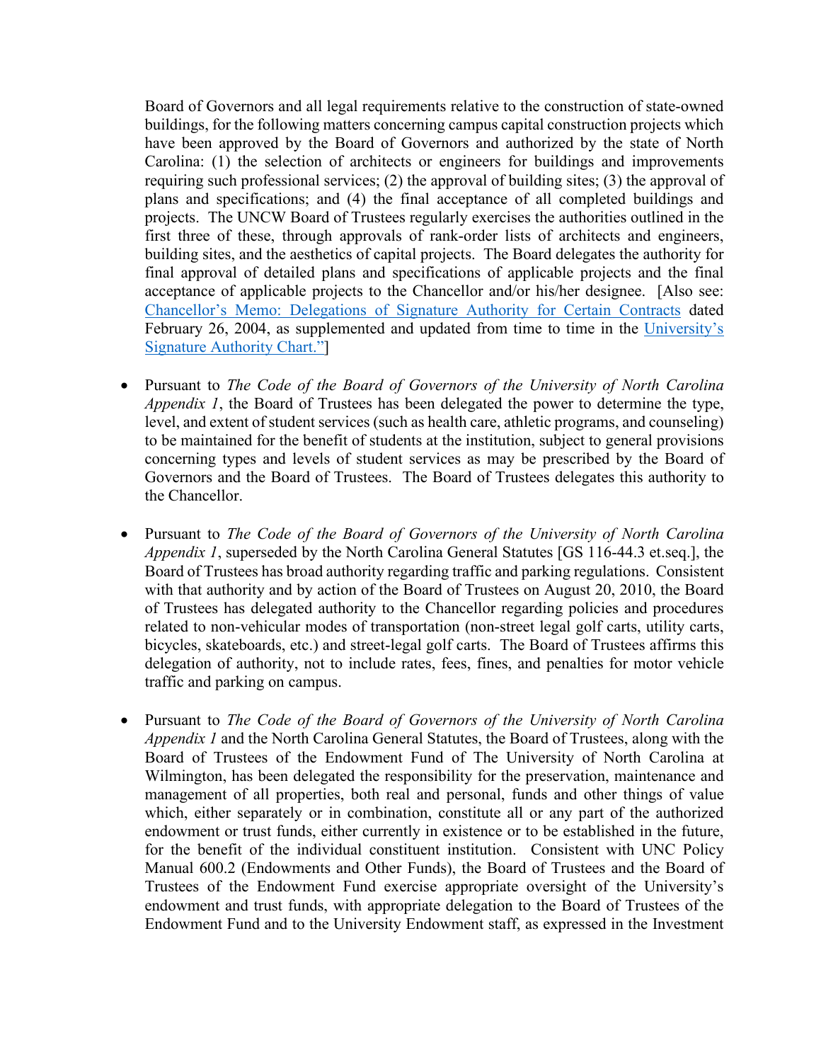Board of Governors and all legal requirements relative to the construction of state-owned buildings, for the following matters concerning campus capital construction projects which have been approved by the Board of Governors and authorized by the state of North Carolina: (1) the selection of architects or engineers for buildings and improvements requiring such professional services; (2) the approval of building sites; (3) the approval of plans and specifications; and (4) the final acceptance of all completed buildings and projects. The UNCW Board of Trustees regularly exercises the authorities outlined in the first three of these, through approvals of rank-order lists of architects and engineers, building sites, and the aesthetics of capital projects. The Board delegates the authority for final approval of detailed plans and specifications of applicable projects and the final acceptance of applicable projects to the Chancellor and/or his/her designee. [Also see: Chancellor's Memo: Delegations of Signature Authority for Certain Contracts dated February 26, 2004, as supplemented and updated from time to time in the University's Signature Authority Chart."]

- Pursuant to *The Code of the Board of Governors of the University of North Carolina Appendix 1*, the Board of Trustees has been delegated the power to determine the type, level, and extent of student services (such as health care, athletic programs, and counseling) to be maintained for the benefit of students at the institution, subject to general provisions concerning types and levels of student services as may be prescribed by the Board of Governors and the Board of Trustees. The Board of Trustees delegates this authority to the Chancellor.

- Pursuant to *The Code of the Board of Governors of the University of North Carolina Appendix 1*, superseded by the North Carolina General Statutes [GS 116-44.3 et.seq.], the Board of Trustees has broad authority regarding traffic and parking regulations. Consistent with that authority and by action of the Board of Trustees on August 20, 2010, the Board of Trustees has delegated authority to the Chancellor regarding policies and procedures related to non-vehicular modes of transportation (non-street legal golf carts, utility carts, bicycles, skateboards, etc.) and street-legal golf carts. The Board of Trustees affirms this delegation of authority, not to include rates, fees, fines, and penalties for motor vehicle traffic and parking on campus.

- Pursuant to *The Code of the Board of Governors of the University of North Carolina Appendix 1* and the North Carolina General Statutes, the Board of Trustees, along with the Board of Trustees of the Endowment Fund of The University of North Carolina at Wilmington, has been delegated the responsibility for the preservation, maintenance and management of all properties, both real and personal, funds and other things of value which, either separately or in combination, constitute all or any part of the authorized endowment or trust funds, either currently in existence or to be established in the future, for the benefit of the individual constituent institution. Consistent with UNC Policy Manual 600.2 (Endowments and Other Funds), the Board of Trustees and the Board of Trustees of the Endowment Fund exercise appropriate oversight of the University's endowment and trust funds, with appropriate delegation to the Board of Trustees of the Endowment Fund and to the University Endowment staff, as expressed in the Investment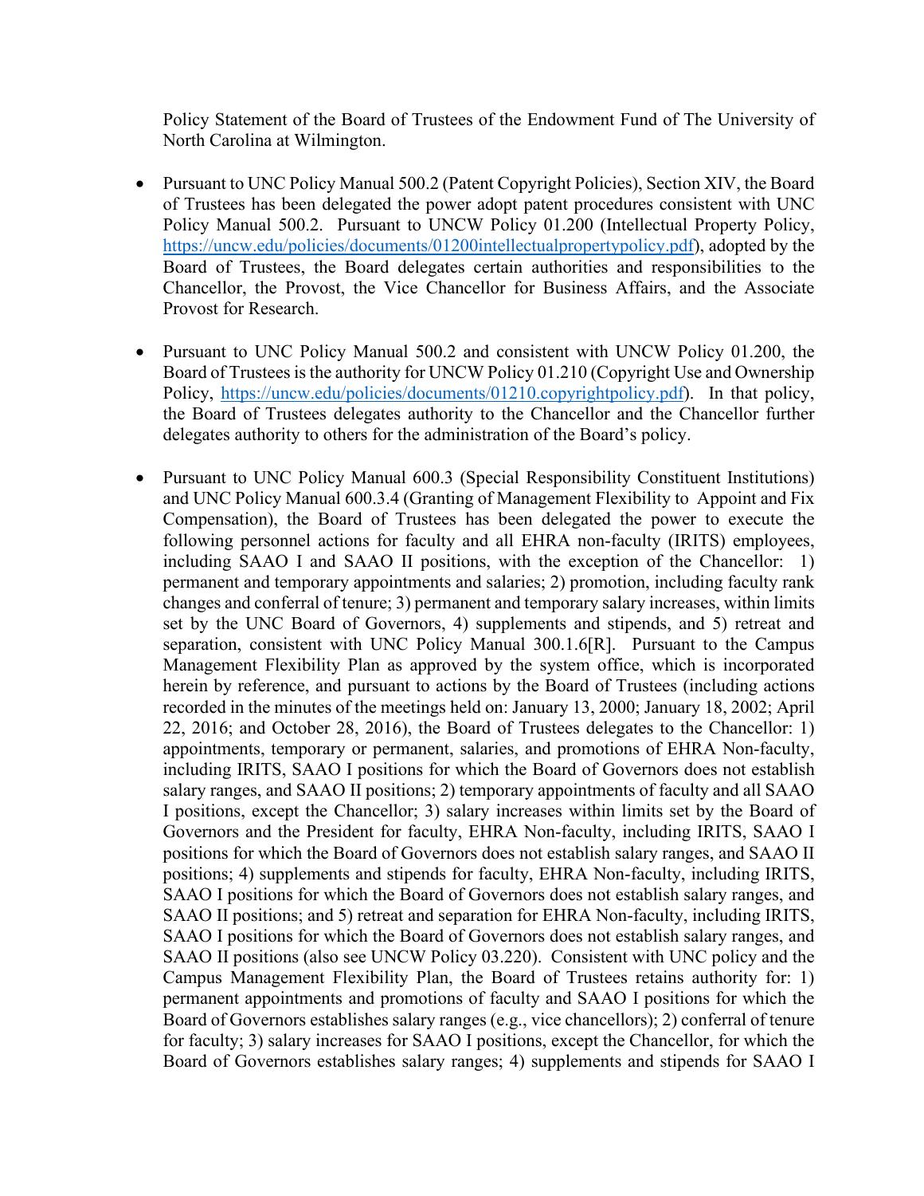Policy Statement of the Board of Trustees of the Endowment Fund of The University of North Carolina at Wilmington.

- Pursuant to UNC Policy Manual 500.2 (Patent Copyright Policies), Section XIV, the Board of Trustees has been delegated the power adopt patent procedures consistent with UNC Policy Manual 500.2. Pursuant to UNCW Policy 01.200 (Intellectual Property Policy, https://uncw.edu/policies/documents/01200intellectualpropertypolicy.pdf), adopted by the Board of Trustees, the Board delegates certain authorities and responsibilities to the Chancellor, the Provost, the Vice Chancellor for Business Affairs, and the Associate Provost for Research.

- Pursuant to UNC Policy Manual 500.2 and consistent with UNCW Policy 01.200, the Board of Trustees is the authority for UNCW Policy 01.210 (Copyright Use and Ownership Policy, https://uncw.edu/policies/documents/01210.copyrightpolicy.pdf). In that policy, the Board of Trustees delegates authority to the Chancellor and the Chancellor further delegates authority to others for the administration of the Board's policy.

- Pursuant to UNC Policy Manual 600.3 (Special Responsibility Constituent Institutions) and UNC Policy Manual 600.3.4 (Granting of Management Flexibility to Appoint and Fix Compensation), the Board of Trustees has been delegated the power to execute the following personnel actions for faculty and all EHRA non-faculty (IRITS) employees, including SAAO I and SAAO II positions, with the exception of the Chancellor: 1) permanent and temporary appointments and salaries; 2) promotion, including faculty rank changes and conferral of tenure; 3) permanent and temporary salary increases, within limits set by the UNC Board of Governors, 4) supplements and stipends, and 5) retreat and separation, consistent with UNC Policy Manual 300.1.6[R]. Pursuant to the Campus Management Flexibility Plan as approved by the system office, which is incorporated herein by reference, and pursuant to actions by the Board of Trustees (including actions recorded in the minutes of the meetings held on: January 13, 2000; January 18, 2002; April 22, 2016; and October 28, 2016), the Board of Trustees delegates to the Chancellor: 1) appointments, temporary or permanent, salaries, and promotions of EHRA Non-faculty, including IRITS, SAAO I positions for which the Board of Governors does not establish salary ranges, and SAAO II positions; 2) temporary appointments of faculty and all SAAO I positions, except the Chancellor; 3) salary increases within limits set by the Board of Governors and the President for faculty, EHRA Non-faculty, including IRITS, SAAO I positions for which the Board of Governors does not establish salary ranges, and SAAO II positions; 4) supplements and stipends for faculty, EHRA Non-faculty, including IRITS, SAAO I positions for which the Board of Governors does not establish salary ranges, and SAAO II positions; and 5) retreat and separation for EHRA Non-faculty, including IRITS, SAAO I positions for which the Board of Governors does not establish salary ranges, and SAAO II positions (also see UNCW Policy 03.220). Consistent with UNC policy and the Campus Management Flexibility Plan, the Board of Trustees retains authority for: 1) permanent appointments and promotions of faculty and SAAO I positions for which the Board of Governors establishes salary ranges (e.g., vice chancellors); 2) conferral of tenure for faculty; 3) salary increases for SAAO I positions, except the Chancellor, for which the Board of Governors establishes salary ranges; 4) supplements and stipends for SAAO I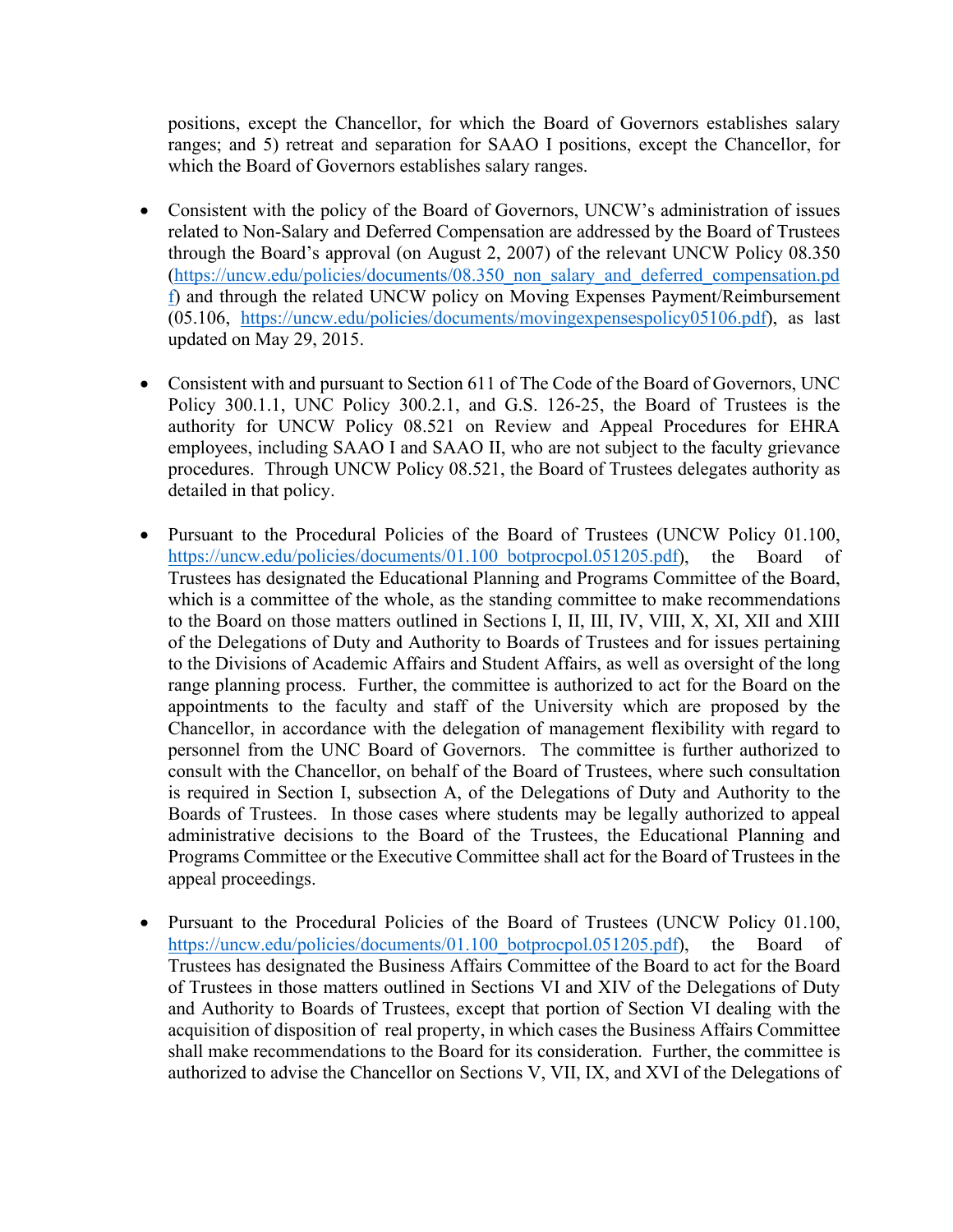positions, except the Chancellor, for which the Board of Governors establishes salary ranges; and 5) retreat and separation for SAAO I positions, except the Chancellor, for which the Board of Governors establishes salary ranges.

- Consistent with the policy of the Board of Governors, UNCW's administration of issues related to Non-Salary and Deferred Compensation are addressed by the Board of Trustees through the Board's approval (on August 2, 2007) of the relevant UNCW Policy 08.350 (https://uncw.edu/policies/documents/08.350_non_salary_and_deferred_compensation.pdf) and through the related UNCW policy on Moving Expenses Payment/Reimbursement (05.106, https://uncw.edu/policies/documents/movingexpensespolicy05106.pdf), as last updated on May 29, 2015.

- Consistent with and pursuant to Section 611 of The Code of the Board of Governors, UNC Policy 300.1.1, UNC Policy 300.2.1, and G.S. 126-25, the Board of Trustees is the authority for UNCW Policy 08.521 on Review and Appeal Procedures for EHRA employees, including SAAO I and SAAO II, who are not subject to the faculty grievance procedures. Through UNCW Policy 08.521, the Board of Trustees delegates authority as detailed in that policy.

- Pursuant to the Procedural Policies of the Board of Trustees (UNCW Policy 01.100, https://uncw.edu/policies/documents/01.100_botprocpol.051205.pdf), the Board of Trustees has designated the Educational Planning and Programs Committee of the Board, which is a committee of the whole, as the standing committee to make recommendations to the Board on those matters outlined in Sections I, II, III, IV, VIII, X, XI, XII and XIII of the Delegations of Duty and Authority to Boards of Trustees and for issues pertaining to the Divisions of Academic Affairs and Student Affairs, as well as oversight of the long range planning process. Further, the committee is authorized to act for the Board on the appointments to the faculty and staff of the University which are proposed by the Chancellor, in accordance with the delegation of management flexibility with regard to personnel from the UNC Board of Governors. The committee is further authorized to consult with the Chancellor, on behalf of the Board of Trustees, where such consultation is required in Section I, subsection A, of the Delegations of Duty and Authority to the Boards of Trustees. In those cases where students may be legally authorized to appeal administrative decisions to the Board of the Trustees, the Educational Planning and Programs Committee or the Executive Committee shall act for the Board of Trustees in the appeal proceedings.

- Pursuant to the Procedural Policies of the Board of Trustees (UNCW Policy 01.100, https://uncw.edu/policies/documents/01.100_botprocpol.051205.pdf), the Board of Trustees has designated the Business Affairs Committee of the Board to act for the Board of Trustees in those matters outlined in Sections VI and XIV of the Delegations of Duty and Authority to Boards of Trustees, except that portion of Section VI dealing with the acquisition of disposition of real property, in which cases the Business Affairs Committee shall make recommendations to the Board for its consideration. Further, the committee is authorized to advise the Chancellor on Sections V, VII, IX, and XVI of the Delegations of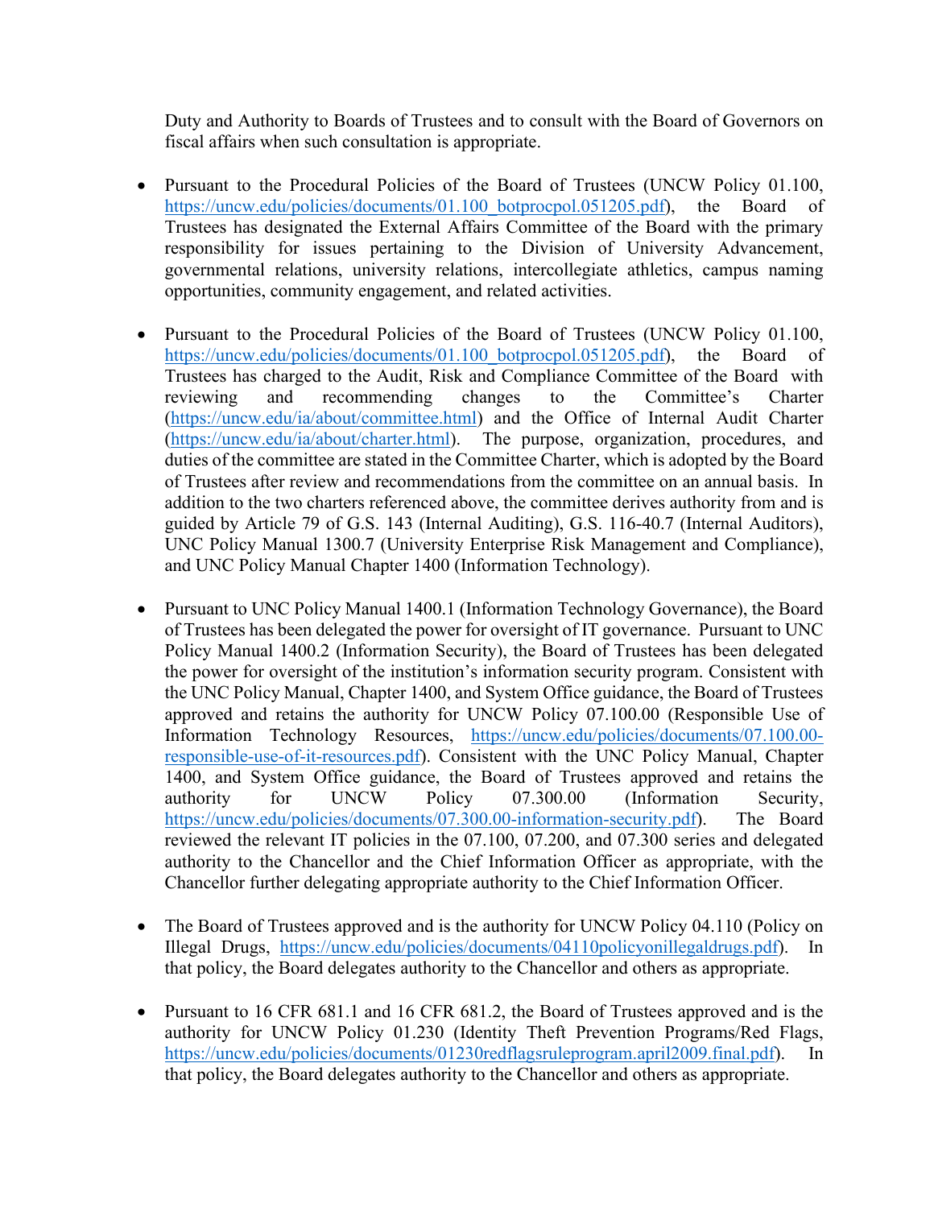Duty and Authority to Boards of Trustees and to consult with the Board of Governors on fiscal affairs when such consultation is appropriate.

- Pursuant to the Procedural Policies of the Board of Trustees (UNCW Policy 01.100, https://uncw.edu/policies/documents/01.100_botprocpol.051205.pdf), the Board of Trustees has designated the External Affairs Committee of the Board with the primary responsibility for issues pertaining to the Division of University Advancement, governmental relations, university relations, intercollegiate athletics, campus naming opportunities, community engagement, and related activities.

- Pursuant to the Procedural Policies of the Board of Trustees (UNCW Policy 01.100, https://uncw.edu/policies/documents/01.100_botprocpol.051205.pdf), the Board of Trustees has charged to the Audit, Risk and Compliance Committee of the Board with reviewing and recommending changes to the Committee's Charter (https://uncw.edu/ia/about/committee.html) and the Office of Internal Audit Charter (https://uncw.edu/ia/about/charter.html). The purpose, organization, procedures, and duties of the committee are stated in the Committee Charter, which is adopted by the Board of Trustees after review and recommendations from the committee on an annual basis. In addition to the two charters referenced above, the committee derives authority from and is guided by Article 79 of G.S. 143 (Internal Auditing), G.S. 116-40.7 (Internal Auditors), UNC Policy Manual 1300.7 (University Enterprise Risk Management and Compliance), and UNC Policy Manual Chapter 1400 (Information Technology).

- Pursuant to UNC Policy Manual 1400.1 (Information Technology Governance), the Board of Trustees has been delegated the power for oversight of IT governance. Pursuant to UNC Policy Manual 1400.2 (Information Security), the Board of Trustees has been delegated the power for oversight of the institution's information security program. Consistent with the UNC Policy Manual, Chapter 1400, and System Office guidance, the Board of Trustees approved and retains the authority for UNCW Policy 07.100.00 (Responsible Use of Information Technology Resources, https://uncw.edu/policies/documents/07.100.00-responsible-use-of-it-resources.pdf). Consistent with the UNC Policy Manual, Chapter 1400, and System Office guidance, the Board of Trustees approved and retains the authority for UNCW Policy 07.300.00 (Information Security, https://uncw.edu/policies/documents/07.300.00-information-security.pdf). The Board reviewed the relevant IT policies in the 07.100, 07.200, and 07.300 series and delegated authority to the Chancellor and the Chief Information Officer as appropriate, with the Chancellor further delegating appropriate authority to the Chief Information Officer.

- The Board of Trustees approved and is the authority for UNCW Policy 04.110 (Policy on Illegal Drugs, https://uncw.edu/policies/documents/04110policyonillegaldrugs.pdf). In that policy, the Board delegates authority to the Chancellor and others as appropriate.

- Pursuant to 16 CFR 681.1 and 16 CFR 681.2, the Board of Trustees approved and is the authority for UNCW Policy 01.230 (Identity Theft Prevention Programs/Red Flags, https://uncw.edu/policies/documents/01230redflagsruleprogram.april2009.final.pdf). In that policy, the Board delegates authority to the Chancellor and others as appropriate.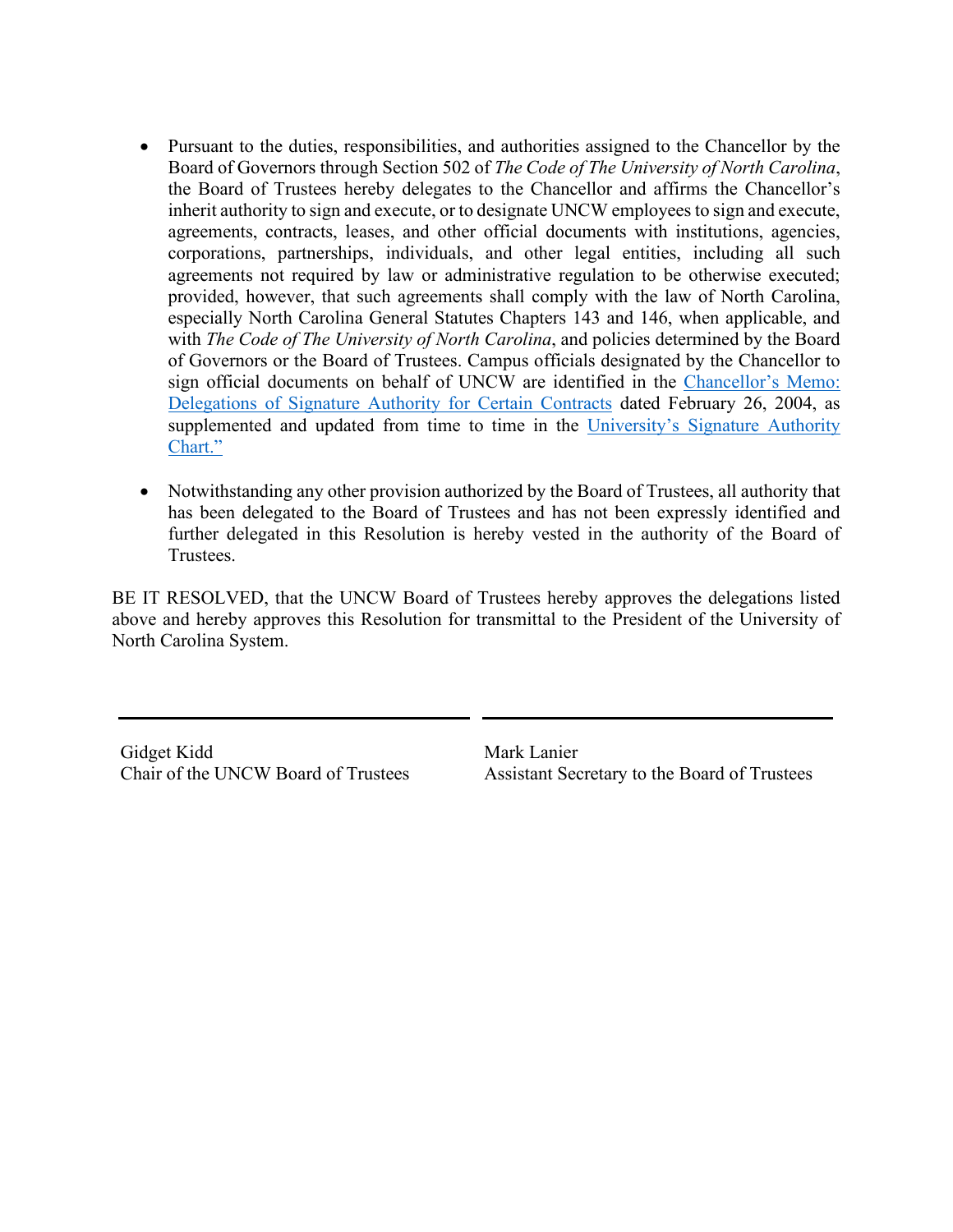- Pursuant to the duties, responsibilities, and authorities assigned to the Chancellor by the Board of Governors through Section 502 of *The Code of The University of North Carolina*, the Board of Trustees hereby delegates to the Chancellor and affirms the Chancellor's inherit authority to sign and execute, or to designate UNCW employees to sign and execute, agreements, contracts, leases, and other official documents with institutions, agencies, corporations, partnerships, individuals, and other legal entities, including all such agreements not required by law or administrative regulation to be otherwise executed; provided, however, that such agreements shall comply with the law of North Carolina, especially North Carolina General Statutes Chapters 143 and 146, when applicable, and with *The Code of The University of North Carolina*, and policies determined by the Board of Governors or the Board of Trustees. Campus officials designated by the Chancellor to sign official documents on behalf of UNCW are identified in the Chancellor's Memo: Delegations of Signature Authority for Certain Contracts dated February 26, 2004, as supplemented and updated from time to time in the University's Signature Authority Chart."

- Notwithstanding any other provision authorized by the Board of Trustees, all authority that has been delegated to the Board of Trustees and has not been expressly identified and further delegated in this Resolution is hereby vested in the authority of the Board of Trustees.

BE IT RESOLVED, that the UNCW Board of Trustees hereby approves the delegations listed above and hereby approves this Resolution for transmittal to the President of the University of North Carolina System.

| | |
|---|---|
| Gidget Kidd<br>Chair of the UNCW Board of Trustees | Mark Lanier<br>Assistant Secretary to the Board of Trustees |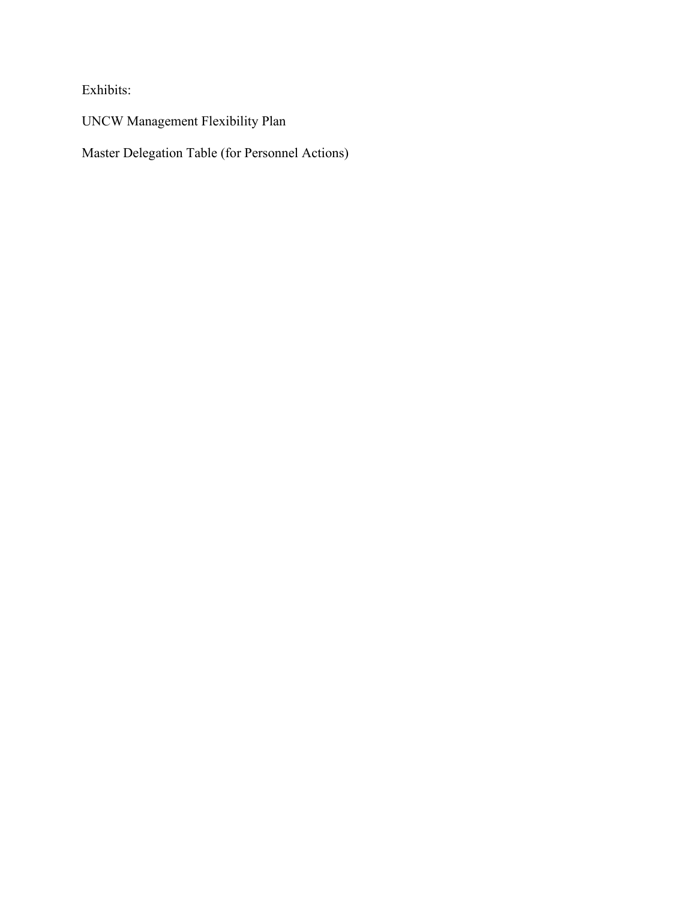Exhibits:

UNCW Management Flexibility Plan

Master Delegation Table (for Personnel Actions)